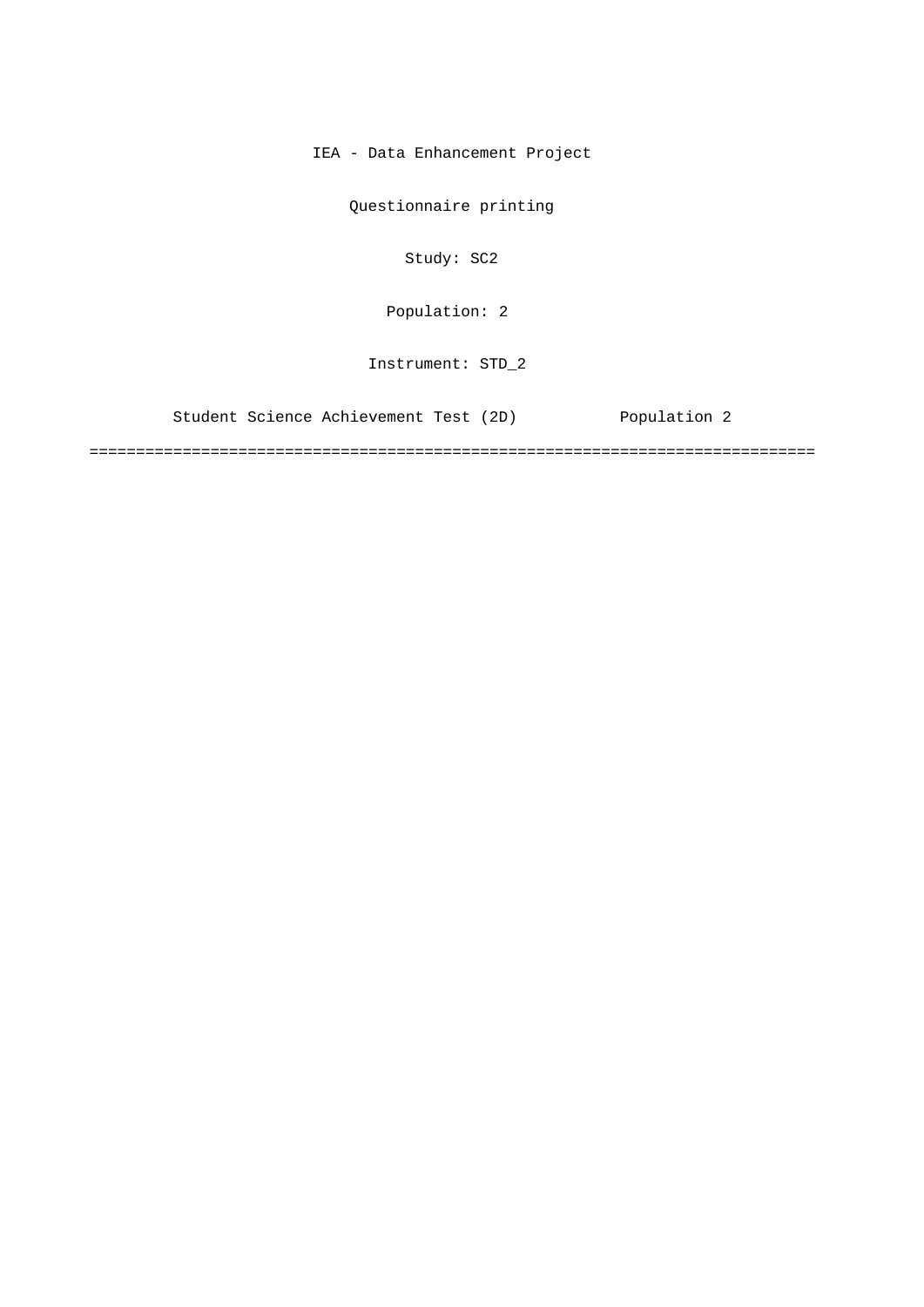IEA - Data Enhancement Project

Questionnaire printing

Study: SC2

Population: 2

Instrument: STD_2

Student Science Achievement Test (2D) Population 2

===============================================================================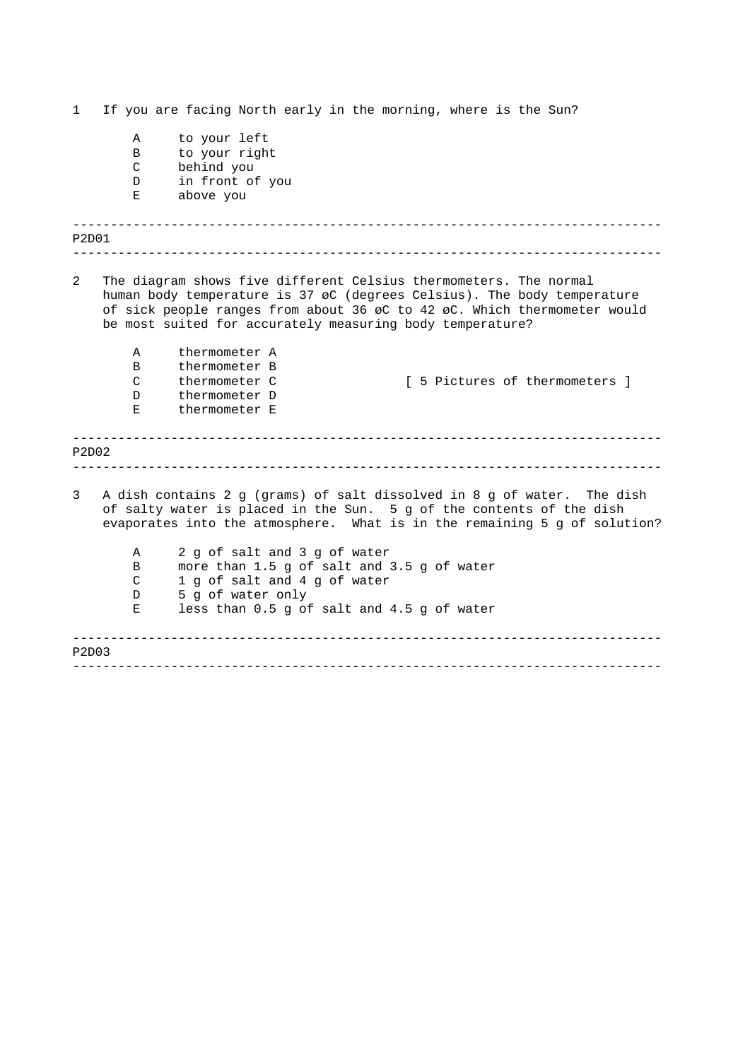1 If you are facing North early in the morning, where is the Sun?

- A to your left
- B to your right
- C behind you
- D in front of you
- E above you

---

P2D01

---

2 The diagram shows five different Celsius thermometers. The normal human body temperature is 37 øC (degrees Celsius). The body temperature of sick people ranges from about 36 øC to 42 øC. Which thermometer would be most suited for accurately measuring body temperature?

- A thermometer A
- B thermometer B
- C thermometer C
- D thermometer D
- E thermometer E

[ 5 Pictures of thermometers ]

---

P2D02

---

3 A dish contains 2 g (grams) of salt dissolved in 8 g of water. The dish of salty water is placed in the Sun. 5 g of the contents of the dish evaporates into the atmosphere. What is in the remaining 5 g of solution?

- A 2 g of salt and 3 g of water
- B more than 1.5 g of salt and 3.5 g of water
- C 1 g of salt and 4 g of water
- D 5 g of water only
- E less than 0.5 g of salt and 4.5 g of water

---

P2D03

---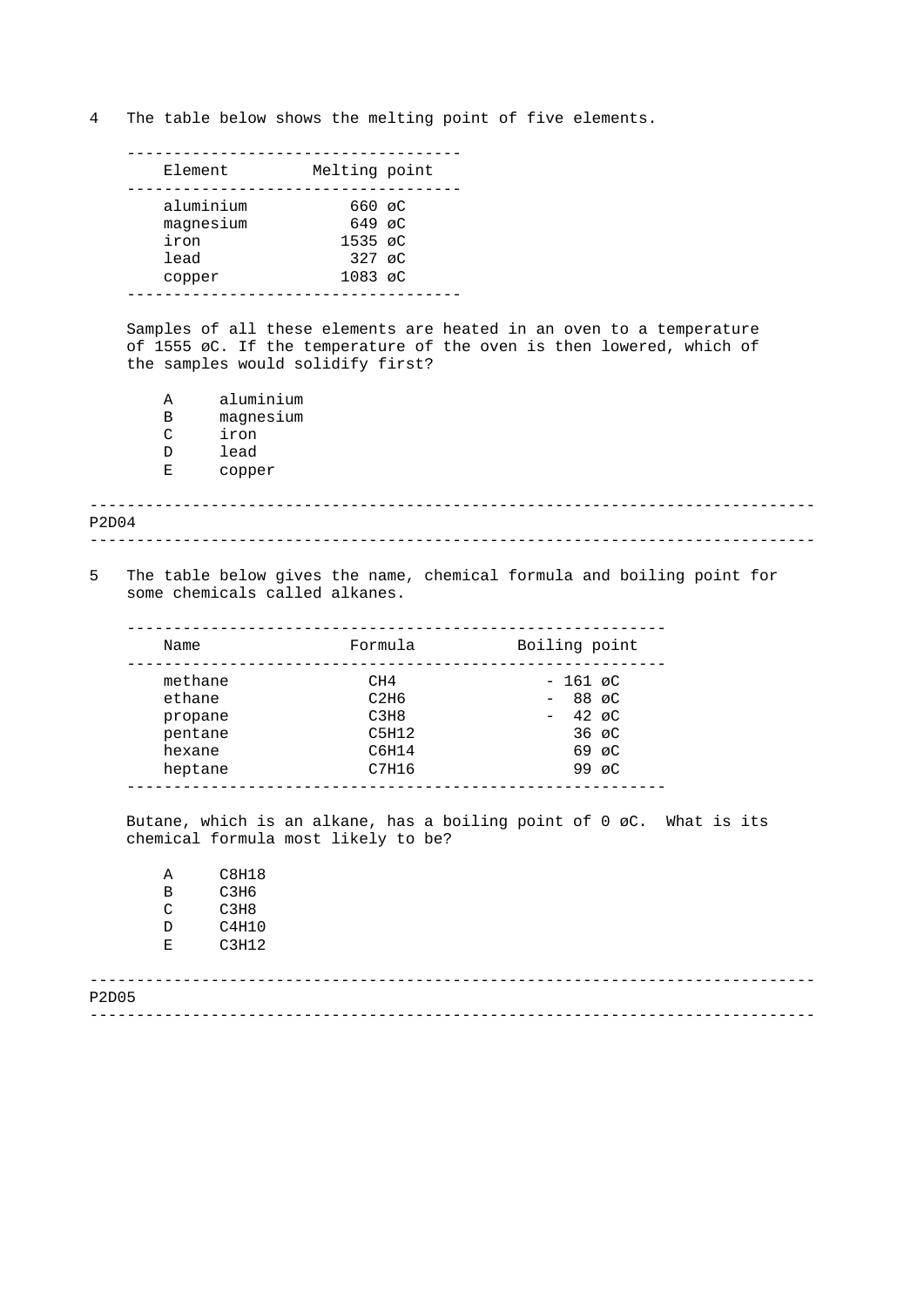4 The table below shows the melting point of five elements.

| Element | Melting point |
|---|---|
| aluminium | 660 °C |
| magnesium | 649 °C |
| iron | 1535 °C |
| lead | 327 °C |
| copper | 1083 °C |

Samples of all these elements are heated in an oven to a temperature of 1555 °C. If the temperature of the oven is then lowered, which of the samples would solidify first?

A aluminium
B magnesium
C iron
D lead
E copper

---

P2D04

---

5 The table below gives the name, chemical formula and boiling point for some chemicals called alkanes.

| Name | Formula | Boiling point |
|---|---|---|
| methane | $CH_4$ | - 161 °C |
| ethane | $C_2H_6$ | - 88 °C |
| propane | $C_3H_8$ | - 42 °C |
| pentane | $C_5H_{12}$ | 36 °C |
| hexane | $C_6H_{14}$ | 69 °C |
| heptane | $C_7H_{16}$ | 99 °C |

Butane, which is an alkane, has a boiling point of 0 °C. What is its chemical formula most likely to be?

A $C_8H_{18}$
B $C_3H_6$
C $C_3H_8$
D $C_4H_{10}$
E $C_3H_{12}$

---

P2D05

---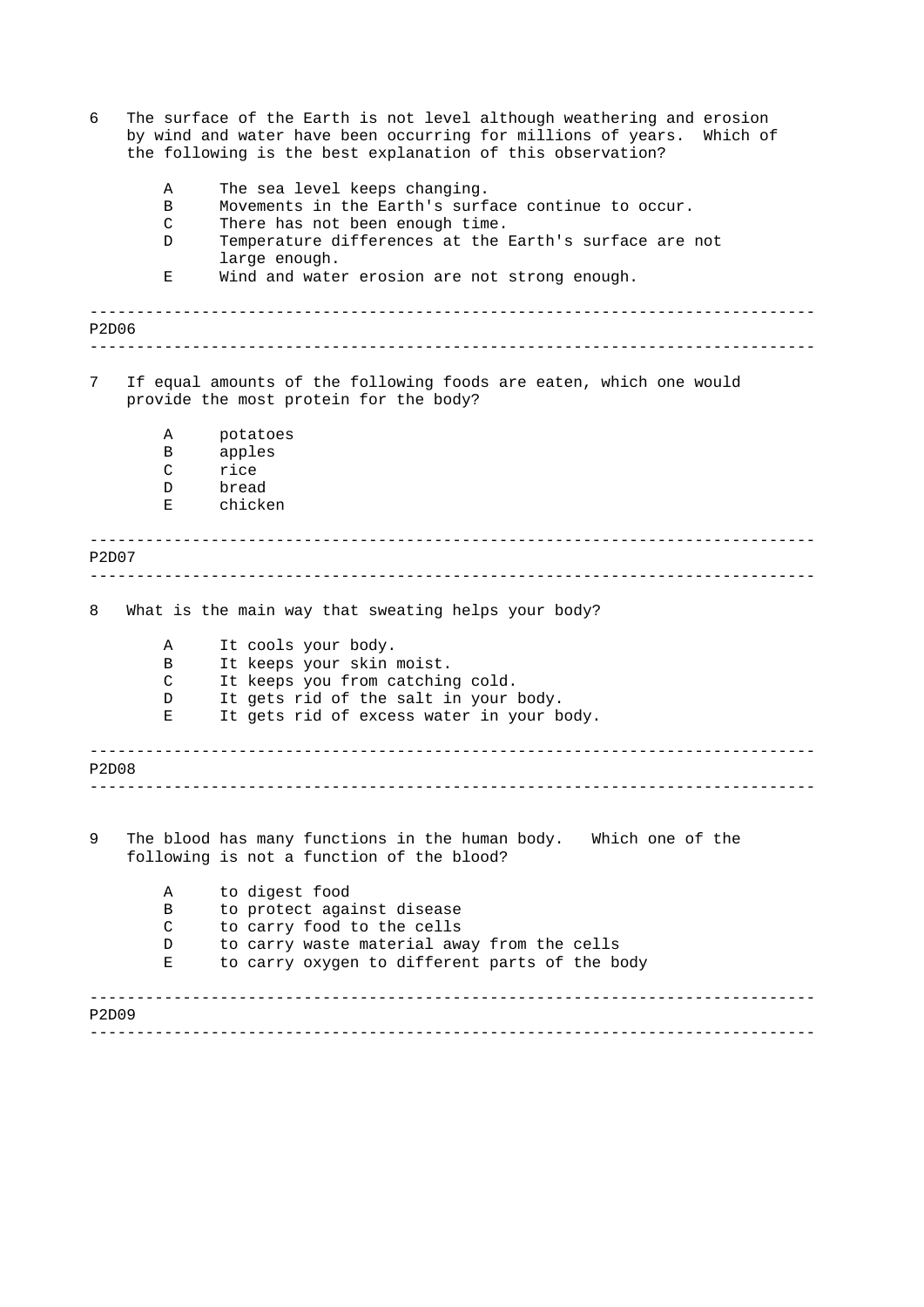6 The surface of the Earth is not level although weathering and erosion by wind and water have been occurring for millions of years. Which of the following is the best explanation of this observation?

- A The sea level keeps changing.
- B Movements in the Earth's surface continue to occur.
- C There has not been enough time.
- D Temperature differences at the Earth's surface are not large enough.
- E Wind and water erosion are not strong enough.

---

P2D06

---

7 If equal amounts of the following foods are eaten, which one would provide the most protein for the body?

- A potatoes
- B apples
- C rice
- D bread
- E chicken

---

P2D07

---

8 What is the main way that sweating helps your body?

- A It cools your body.
- B It keeps your skin moist.
- C It keeps you from catching cold.
- D It gets rid of the salt in your body.
- E It gets rid of excess water in your body.

---

P2D08

---

9 The blood has many functions in the human body. Which one of the following is not a function of the blood?

- A to digest food
- B to protect against disease
- C to carry food to the cells
- D to carry waste material away from the cells
- E to carry oxygen to different parts of the body

---

P2D09

---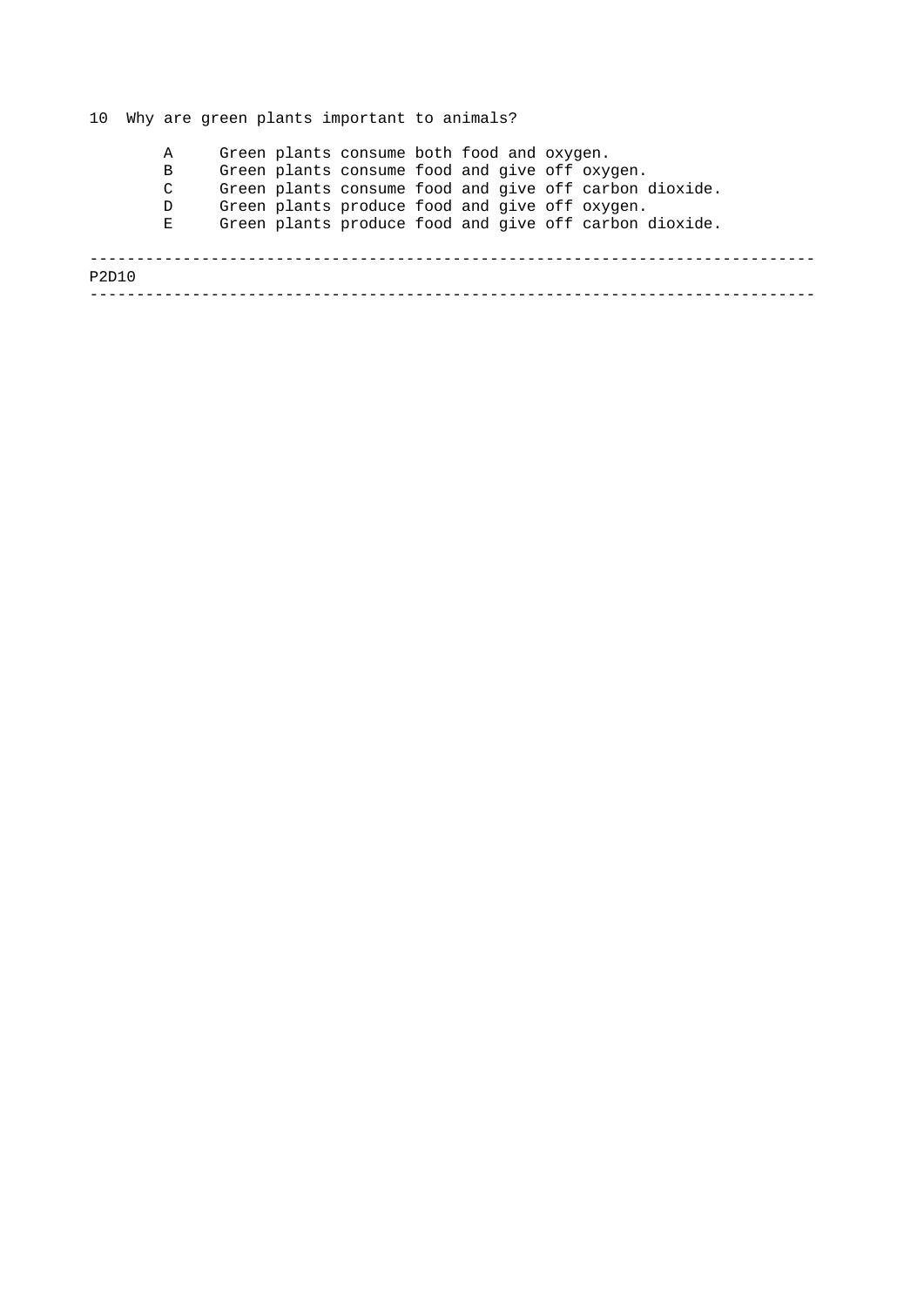10 Why are green plants important to animals?

A Green plants consume both food and oxygen.
B Green plants consume food and give off oxygen.
C Green plants consume food and give off carbon dioxide.
D Green plants produce food and give off oxygen.
E Green plants produce food and give off carbon dioxide.

---

P2D10

---